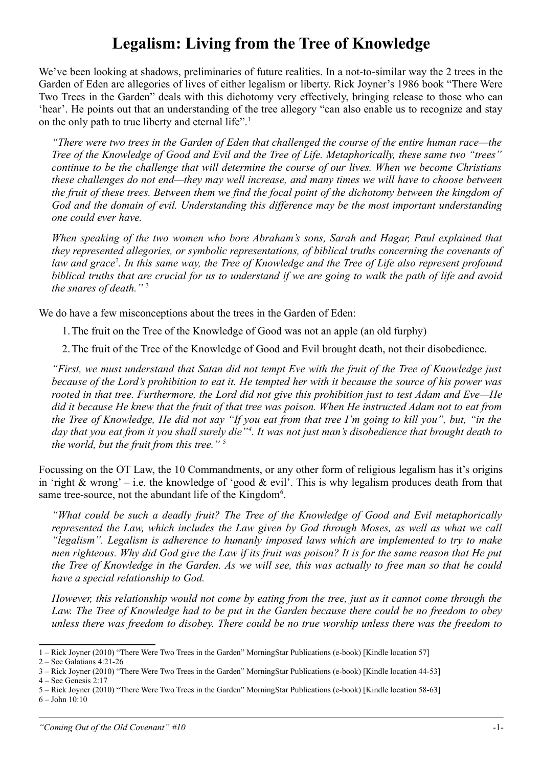# Legalism: Living from the Tree of Knowledge

We've been looking at shadows, preliminaries of future realities. In a not-to-similar way the 2 trees in the Garden of Eden are allegories of lives of either legalism or liberty. Rick Joyner's 1986 book "There Were Two Trees in the Garden" deals with this dichotomy very effectively, bringing release to those who can 'hear'. He points out that an understanding of the tree allegory "can also enable us to recognize and stay on the only path to true liberty and eternal life".[1]

> *"There were two trees in the Garden of Eden that challenged the course of the entire human race—the Tree of the Knowledge of Good and Evil and the Tree of Life. Metaphorically, these same two "trees" continue to be the challenge that will determine the course of our lives. When we become Christians these challenges do not end—they may well increase, and many times we will have to choose between the fruit of these trees. Between them we find the focal point of the dichotomy between the kingdom of God and the domain of evil. Understanding this difference may be the most important understanding one could ever have.*
>
> *When speaking of the two women who bore Abraham's sons, Sarah and Hagar, Paul explained that they represented allegories, or symbolic representations, of biblical truths concerning the covenants of law and grace[2]. In this same way, the Tree of Knowledge and the Tree of Life also represent profound biblical truths that are crucial for us to understand if we are going to walk the path of life and avoid the snares of death."* [3]

We do have a few misconceptions about the trees in the Garden of Eden:

1. The fruit on the Tree of the Knowledge of Good was not an apple (an old furphy)
2. The fruit of the Tree of the Knowledge of Good and Evil brought death, not their disobedience.

> *"First, we must understand that Satan did not tempt Eve with the fruit of the Tree of Knowledge just because of the Lord's prohibition to eat it. He tempted her with it because the source of his power was rooted in that tree. Furthermore, the Lord did not give this prohibition just to test Adam and Eve—He did it because He knew that the fruit of that tree was poison. When He instructed Adam not to eat from the Tree of Knowledge, He did not say "If you eat from that tree I'm going to kill you", but, "in the day that you eat from it you shall surely die"[4]. It was not just man's disobedience that brought death to the world, but the fruit from this tree."* [5]

Focussing on the OT Law, the 10 Commandments, or any other form of religious legalism has it's origins in 'right & wrong' – i.e. the knowledge of 'good & evil'. This is why legalism produces death from that same tree-source, not the abundant life of the Kingdom[6].

> *"What could be such a deadly fruit? The Tree of the Knowledge of Good and Evil metaphorically represented the Law, which includes the Law given by God through Moses, as well as what we call "legalism". Legalism is adherence to humanly imposed laws which are implemented to try to make men righteous. Why did God give the Law if its fruit was poison? It is for the same reason that He put the Tree of Knowledge in the Garden. As we will see, this was actually to free man so that he could have a special relationship to God.*
>
> *However, this relationship would not come by eating from the tree, just as it cannot come through the Law. The Tree of Knowledge had to be put in the Garden because there could be no freedom to obey unless there was freedom to disobey. There could be no true worship unless there was the freedom to*

---

1 – Rick Joyner (2010) "There Were Two Trees in the Garden" MorningStar Publications (e-book) [Kindle location 57]

2 – See Galatians 4:21-26

3 – Rick Joyner (2010) "There Were Two Trees in the Garden" MorningStar Publications (e-book) [Kindle location 44-53]

4 – See Genesis 2:17

5 – Rick Joyner (2010) "There Were Two Trees in the Garden" MorningStar Publications (e-book) [Kindle location 58-63]

6 – John 10:10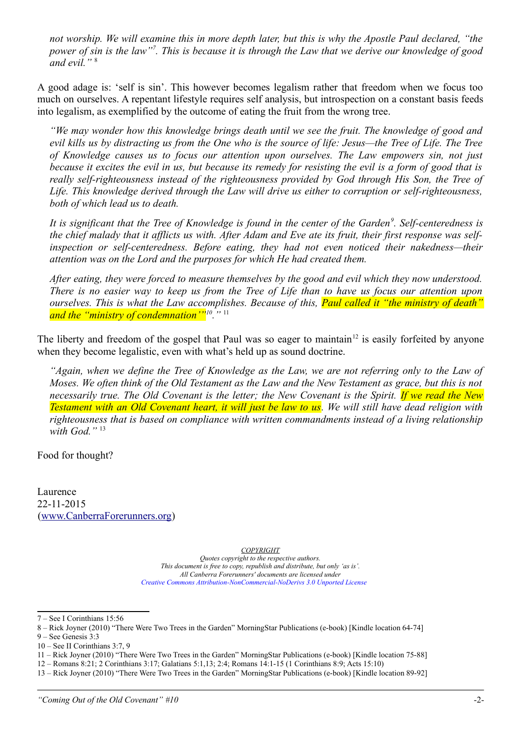*not worship. We will examine this in more depth later, but this is why the Apostle Paul declared, "the power of sin is the law"*[7]*. This is because it is through the Law that we derive our knowledge of good and evil."* [8]

A good adage is: 'self is sin'. This however becomes legalism rather that freedom when we focus too much on ourselves. A repentant lifestyle requires self analysis, but introspection on a constant basis feeds into legalism, as exemplified by the outcome of eating the fruit from the wrong tree.

> *"We may wonder how this knowledge brings death until we see the fruit. The knowledge of good and evil kills us by distracting us from the One who is the source of life: Jesus—the Tree of Life. The Tree of Knowledge causes us to focus our attention upon ourselves. The Law empowers sin, not just because it excites the evil in us, but because its remedy for resisting the evil is a form of good that is really self-righteousness instead of the righteousness provided by God through His Son, the Tree of Life. This knowledge derived through the Law will drive us either to corruption or self-righteousness, both of which lead us to death.*
>
> *It is significant that the Tree of Knowledge is found in the center of the Garden*[9]*. Self-centeredness is the chief malady that it afflicts us with. After Adam and Eve ate its fruit, their first response was self-inspection or self-centeredness. Before eating, they had not even noticed their nakedness—their attention was on the Lord and the purposes for which He had created them.*
>
> *After eating, they were forced to measure themselves by the good and evil which they now understood. There is no easier way to keep us from the Tree of Life than to have us focus our attention upon ourselves. This is what the Law accomplishes. Because of this, Paul called it "the ministry of death" and the "ministry of condemnation'"*[10]*."* [11]

The liberty and freedom of the gospel that Paul was so eager to maintain[12] is easily forfeited by anyone when they become legalistic, even with what's held up as sound doctrine.

> *"Again, when we define the Tree of Knowledge as the Law, we are not referring only to the Law of Moses. We often think of the Old Testament as the Law and the New Testament as grace, but this is not necessarily true. The Old Covenant is the letter; the New Covenant is the Spirit. If we read the New Testament with an Old Covenant heart, it will just be law to us. We will still have dead religion with righteousness that is based on compliance with written commandments instead of a living relationship with God."* [13]

Food for thought?

Laurence
22-11-2015
(www.CanberraForerunners.org)

*COPYRIGHT*
*Quotes copyright to the respective authors.*
*This document is free to copy, republish and distribute, but only 'as is'.*
*All Canberra Forerunners' documents are licensed under*
*Creative Commons Attribution-NonCommercial-NoDerivs 3.0 Unported License*

---

7 – See I Corinthians 15:56
8 – Rick Joyner (2010) "There Were Two Trees in the Garden" MorningStar Publications (e-book) [Kindle location 64-74]
9 – See Genesis 3:3
10 – See II Corinthians 3:7, 9
11 – Rick Joyner (2010) "There Were Two Trees in the Garden" MorningStar Publications (e-book) [Kindle location 75-88]
12 – Romans 8:21; 2 Corinthians 3:17; Galatians 5:1,13; 2:4; Romans 14:1-15 (1 Corinthians 8:9; Acts 15:10)
13 – Rick Joyner (2010) "There Were Two Trees in the Garden" MorningStar Publications (e-book) [Kindle location 89-92]